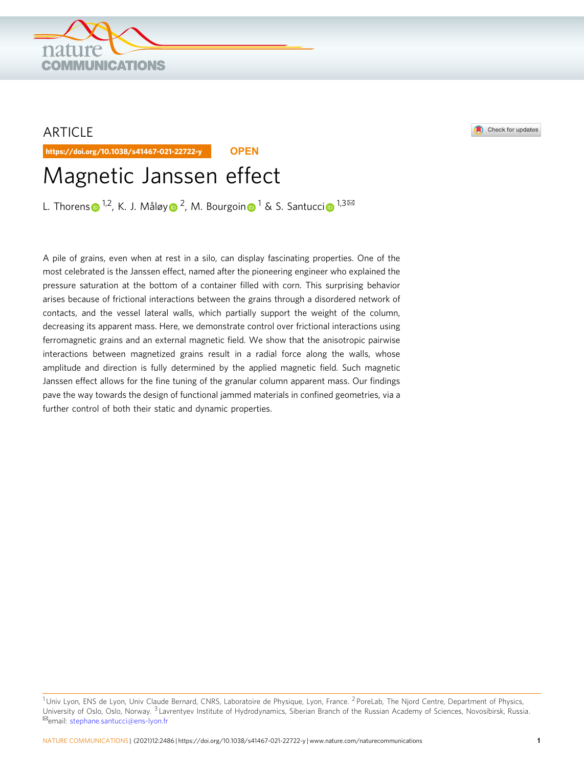ARTICLE

https://doi.org/10.1038/s41467-021-22722-y OPEN

# Magnetic Janssen effect

L. Thorens[1,2], K. J. Måløy[2], M. Bourgoin[1] & S. Santucci[1,3]✉

A pile of grains, even when at rest in a silo, can display fascinating properties. One of the most celebrated is the Janssen effect, named after the pioneering engineer who explained the pressure saturation at the bottom of a container filled with corn. This surprising behavior arises because of frictional interactions between the grains through a disordered network of contacts, and the vessel lateral walls, which partially support the weight of the column, decreasing its apparent mass. Here, we demonstrate control over frictional interactions using ferromagnetic grains and an external magnetic field. We show that the anisotropic pairwise interactions between magnetized grains result in a radial force along the walls, whose amplitude and direction is fully determined by the applied magnetic field. Such magnetic Janssen effect allows for the fine tuning of the granular column apparent mass. Our findings pave the way towards the design of functional jammed materials in confined geometries, via a further control of both their static and dynamic properties.

[1] Univ Lyon, ENS de Lyon, Univ Claude Bernard, CNRS, Laboratoire de Physique, Lyon, France. [2] PoreLab, The Njord Centre, Department of Physics, University of Oslo, Oslo, Norway. [3] Lavrentyev Institute of Hydrodynamics, Siberian Branch of the Russian Academy of Sciences, Novosibirsk, Russia. ✉email: stephane.santucci@ens-lyon.fr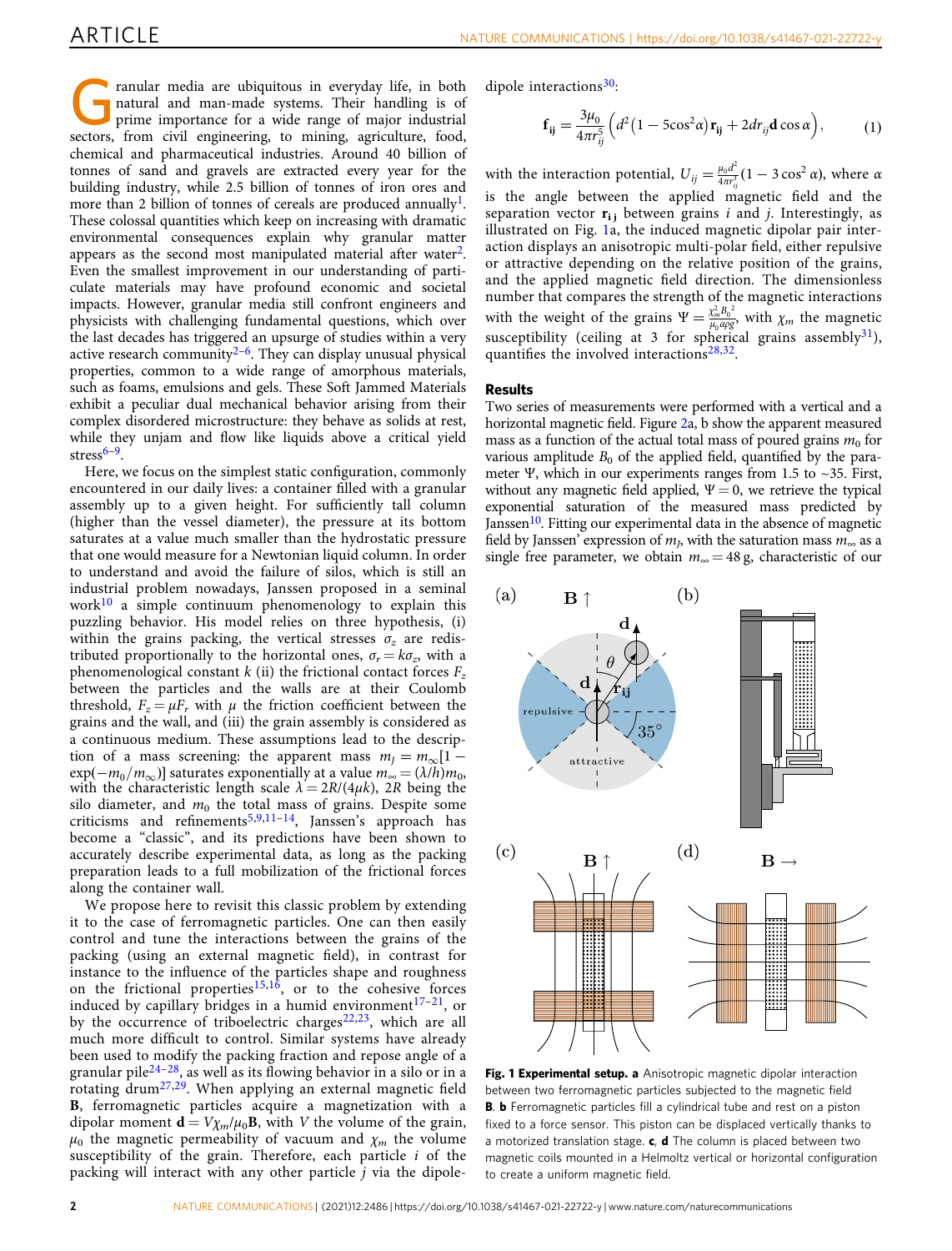Granular media are ubiquitous in everyday life, in both natural and man-made systems. Their handling is of prime importance for a wide range of major industrial sectors, from civil engineering, to mining, agriculture, food, chemical and pharmaceutical industries. Around 40 billion of tonnes of sand and gravels are extracted every year for the building industry, while 2.5 billion of tonnes of iron ores and more than 2 billion of tonnes of cereals are produced annually[1]. These colossal quantities which keep on increasing with dramatic environmental consequences explain why granular matter appears as the second most manipulated material after water[2]. Even the smallest improvement in our understanding of particulate materials may have profound economic and societal impacts. However, granular media still confront engineers and physicists with challenging fundamental questions, which over the last decades has triggered an upsurge of studies within a very active research community[2–6]. They can display unusual physical properties, common to a wide range of amorphous materials, such as foams, emulsions and gels. These Soft Jammed Materials exhibit a peculiar dual mechanical behavior arising from their complex disordered microstructure: they behave as solids at rest, while they unjam and flow like liquids above a critical yield stress[6–9].

Here, we focus on the simplest static configuration, commonly encountered in our daily lives: a container filled with a granular assembly up to a given height. For sufficiently tall column (higher than the vessel diameter), the pressure at its bottom saturates at a value much smaller than the hydrostatic pressure that one would measure for a Newtonian liquid column. In order to understand and avoid the failure of silos, which is still an industrial problem nowadays, Janssen proposed in a seminal work[10] a simple continuum phenomenology to explain this puzzling behavior. His model relies on three hypothesis, (i) within the grains packing, the vertical stresses $\sigma_z$ are redistributed proportionally to the horizontal ones, $\sigma_r = k\sigma_z$, with a phenomenological constant $k$ (ii) the frictional contact forces $F_z$ between the particles and the walls are at their Coulomb threshold, $F_z = \mu F_r$ with $\mu$ the friction coefficient between the grains and the wall, and (iii) the grain assembly is considered as a continuous medium. These assumptions lead to the description of a mass screening: the apparent mass $m_J = m_\infty[1 - \exp(-m_0/m_\infty)]$ saturates exponentially at a value $m_\infty = (\lambda/h)m_0$, with the characteristic length scale $\lambda = 2R/(4\mu k)$, $2R$ being the silo diameter, and $m_0$ the total mass of grains. Despite some criticisms and refinements[5,9,11–14], Janssen's approach has become a "classic", and its predictions have been shown to accurately describe experimental data, as long as the packing preparation leads to a full mobilization of the frictional forces along the container wall.

We propose here to revisit this classic problem by extending it to the case of ferromagnetic particles. One can then easily control and tune the interactions between the grains of the packing (using an external magnetic field), in contrast for instance to the influence of the particles shape and roughness on the frictional properties[15,16], or to the cohesive forces induced by capillary bridges in a humid environment[17–21], or by the occurrence of triboelectric charges[22,23], which are all much more difficult to control. Similar systems have already been used to modify the packing fraction and repose angle of a granular pile[24–28], as well as its flowing behavior in a silo or in a rotating drum[27,29]. When applying an external magnetic field **B**, ferromagnetic particles acquire a magnetization with a dipolar moment $\mathbf{d} = V\chi_m/\mu_0\mathbf{B}$, with $V$ the volume of the grain, $\mu_0$ the magnetic permeability of vacuum and $\chi_m$ the volume susceptibility of the grain. Therefore, each particle $i$ of the packing will interact with any other particle $j$ via the dipole-dipole interactions[30]:

$$\mathbf{f_{ij}} = \frac{3\mu_0}{4\pi r_{ij}^5}\left(d^2\left(1 - 5\cos^2\alpha\right)\mathbf{r_{ij}} + 2dr_{ij}\mathbf{d}\cos\alpha\right), \tag{1}$$

with the interaction potential, $U_{ij} = \frac{\mu_0 d^2}{4\pi r_{ij}^3}(1 - 3\cos^2\alpha)$, where $\alpha$ is the angle between the applied magnetic field and the separation vector $\mathbf{r_{ij}}$ between grains $i$ and $j$. Interestingly, as illustrated on Fig. 1a, the induced magnetic dipolar pair interaction displays an anisotropic multi-polar field, either repulsive or attractive depending on the relative position of the grains, and the applied magnetic field direction. The dimensionless number that compares the strength of the magnetic interactions with the weight of the grains $\Psi = \frac{\chi_m^2 B_0^2}{\mu_0 a\rho g}$, with $\chi_m$ the magnetic susceptibility (ceiling at 3 for spherical grains assembly[31]), quantifies the involved interactions[28,32].

## Results

Two series of measurements were performed with a vertical and a horizontal magnetic field. Figure 2a, b show the apparent measured mass as a function of the actual total mass of poured grains $m_0$ for various amplitude $B_0$ of the applied field, quantified by the parameter $\Psi$, which in our experiments ranges from 1.5 to ~35. First, without any magnetic field applied, $\Psi = 0$, we retrieve the typical exponential saturation of the measured mass predicted by Janssen[10]. Fitting our experimental data in the absence of magnetic field by Janssen' expression of $m_J$, with the saturation mass $m_\infty$ as a single free parameter, we obtain $m_\infty = 48$ g, characteristic of our

**Fig. 1 Experimental setup. a** Anisotropic magnetic dipolar interaction between two ferromagnetic particles subjected to the magnetic field **B**. **b** Ferromagnetic particles fill a cylindrical tube and rest on a piston fixed to a force sensor. This piston can be displaced vertically thanks to a motorized translation stage. **c**, **d** The column is placed between two magnetic coils mounted in a Helmoltz vertical or horizontal configuration to create a uniform magnetic field.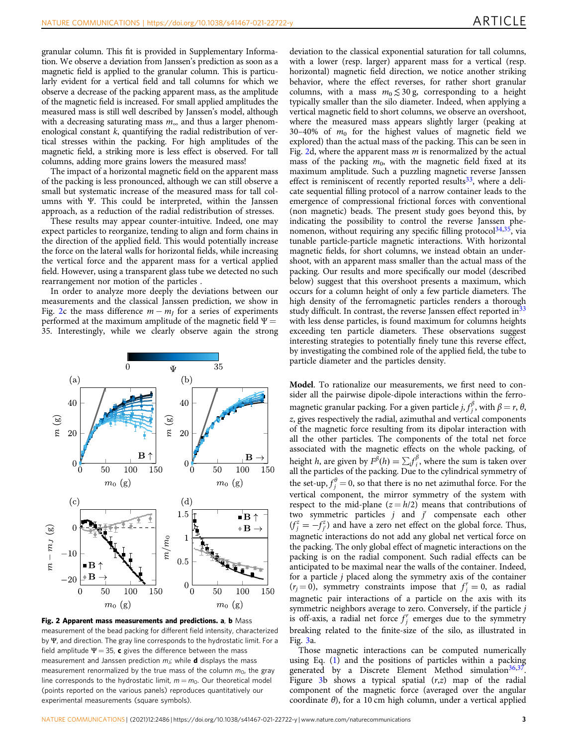granular column. This fit is provided in Supplementary Information. We observe a deviation from Janssen's prediction as soon as a magnetic field is applied to the granular column. This is particularly evident for a vertical field and tall columns for which we observe a decrease of the packing apparent mass, as the amplitude of the magnetic field is increased. For small applied amplitudes the measured mass is still well described by Janssen's model, although with a decreasing saturating mass $m_\infty$ and thus a larger phenomenological constant $k$, quantifying the radial redistribution of vertical stresses within the packing. For high amplitudes of the magnetic field, a striking more is less effect is observed. For tall columns, adding more grains lowers the measured mass!

The impact of a horizontal magnetic field on the apparent mass of the packing is less pronounced, although we can still observe a small but systematic increase of the measured mass for tall columns with $\Psi$. This could be interpreted, within the Janssen approach, as a reduction of the radial redistribution of stresses.

These results may appear counter-intuitive. Indeed, one may expect particles to reorganize, tending to align and form chains in the direction of the applied field. This would potentially increase the force on the lateral walls for horizontal fields, while increasing the vertical force and the apparent mass for a vertical applied field. However, using a transparent glass tube we detected no such rearrangement nor motion of the particles .

In order to analyze more deeply the deviations between our measurements and the classical Janssen prediction, we show in Fig. 2c the mass difference $m - m_J$ for a series of experiments performed at the maximum amplitude of the magnetic field $\Psi = 35$. Interestingly, while we clearly observe again the strong deviation to the classical exponential saturation for tall columns, with a lower (resp. larger) apparent mass for a vertical (resp. horizontal) magnetic field direction, we notice another striking behavior, where the effect reverses, for rather short granular columns, with a mass $m_0 \lesssim 30$ g, corresponding to a height typically smaller than the silo diameter. Indeed, when applying a vertical magnetic field to short columns, we observe an overshoot, where the measured mass appears slightly larger (peaking at 30–40% of $m_0$ for the highest values of magnetic field we explored) than the actual mass of the packing. This can be seen in Fig. 2d, where the apparent mass $m$ is renormalized by the actual mass of the packing $m_0$, with the magnetic field fixed at its maximum amplitude. Such a puzzling magnetic reverse Janssen effect is reminiscent of recently reported results[33], where a delicate sequential filling protocol of a narrow container leads to the emergence of compressional frictional forces with conventional (non magnetic) beads. The present study goes beyond this, by indicating the possibility to control the reverse Janssen phenomenon, without requiring any specific filling protocol[34,35], via tunable particle-particle magnetic interactions. With horizontal magnetic fields, for short columns, we instead obtain an undershoot, with an apparent mass smaller than the actual mass of the packing. Our results and more specifically our model (described below) suggest that this overshoot presents a maximum, which occurs for a column height of only a few particle diameters. The high density of the ferromagnetic particles renders a thorough study difficult. In contrast, the reverse Janssen effect reported in[33] with less dense particles, is found maximum for columns heights exceeding ten particle diameters. These observations suggest interesting strategies to potentially finely tune this reverse effect, by investigating the combined role of the applied field, the tube to particle diameter and the particles density.

**Fig. 2 Apparent mass measurements and predictions. a**, **b** Mass measurement of the bead packing for different field intensity, characterized by $\Psi$, and direction. The gray line corresponds to the hydrostatic limit. For a field amplitude $\Psi = 35$, **c** gives the difference between the mass measurement and Janssen prediction $m_J$; while **d** displays the mass measurement renormalized by the true mass of the column $m_0$, the gray line corresponds to the hydrostatic limit, $m = m_0$. Our theoretical model (points reported on the various panels) reproduces quantitatively our experimental measurements (square symbols).

**Model**. To rationalize our measurements, we first need to consider all the pairwise dipole-dipole interactions within the ferromagnetic granular packing. For a given particle $j$, $f_j^\beta$, with $\beta = r, \theta, z$, gives respectively the radial, azimuthal and vertical components of the magnetic force resulting from its dipolar interaction with all the other particles. The components of the total net force associated with the magnetic effects on the whole packing, of height $h$, are given by $F^\beta(h) = \sum_i f_i^\beta$, where the sum is taken over all the particles of the packing. Due to the cylindrical symmetry of the set-up, $f_j^\theta = 0$, so that there is no net azimuthal force. For the vertical component, the mirror symmetry of the system with respect to the mid-plane ($z = h/2$) means that contributions of two symmetric particles $j$ and $j'$ compensate each other ($f_j^z = -f_{j'}^z$) and have a zero net effect on the global force. Thus, magnetic interactions do not add any global net vertical force on the packing. The only global effect of magnetic interactions on the packing is on the radial component. Such radial effects can be anticipated to be maximal near the walls of the container. Indeed, for a particle $j$ placed along the symmetry axis of the container ($r_j = 0$), symmetry constraints impose that $f_j^r = 0$, as radial magnetic pair interactions of a particle on the axis with its symmetric neighbors average to zero. Conversely, if the particle $j$ is off-axis, a radial net force $f_j^r$ emerges due to the symmetry breaking related to the finite-size of the silo, as illustrated in Fig. 3a.

Those magnetic interactions can be computed numerically using Eq. (1) and the positions of particles within a packing generated by a Discrete Element Method simulation[36,37]. Figure 3b shows a typical spatial ($r$,$z$) map of the radial component of the magnetic force (averaged over the angular coordinate $\theta$), for a 10 cm high column, under a vertical applied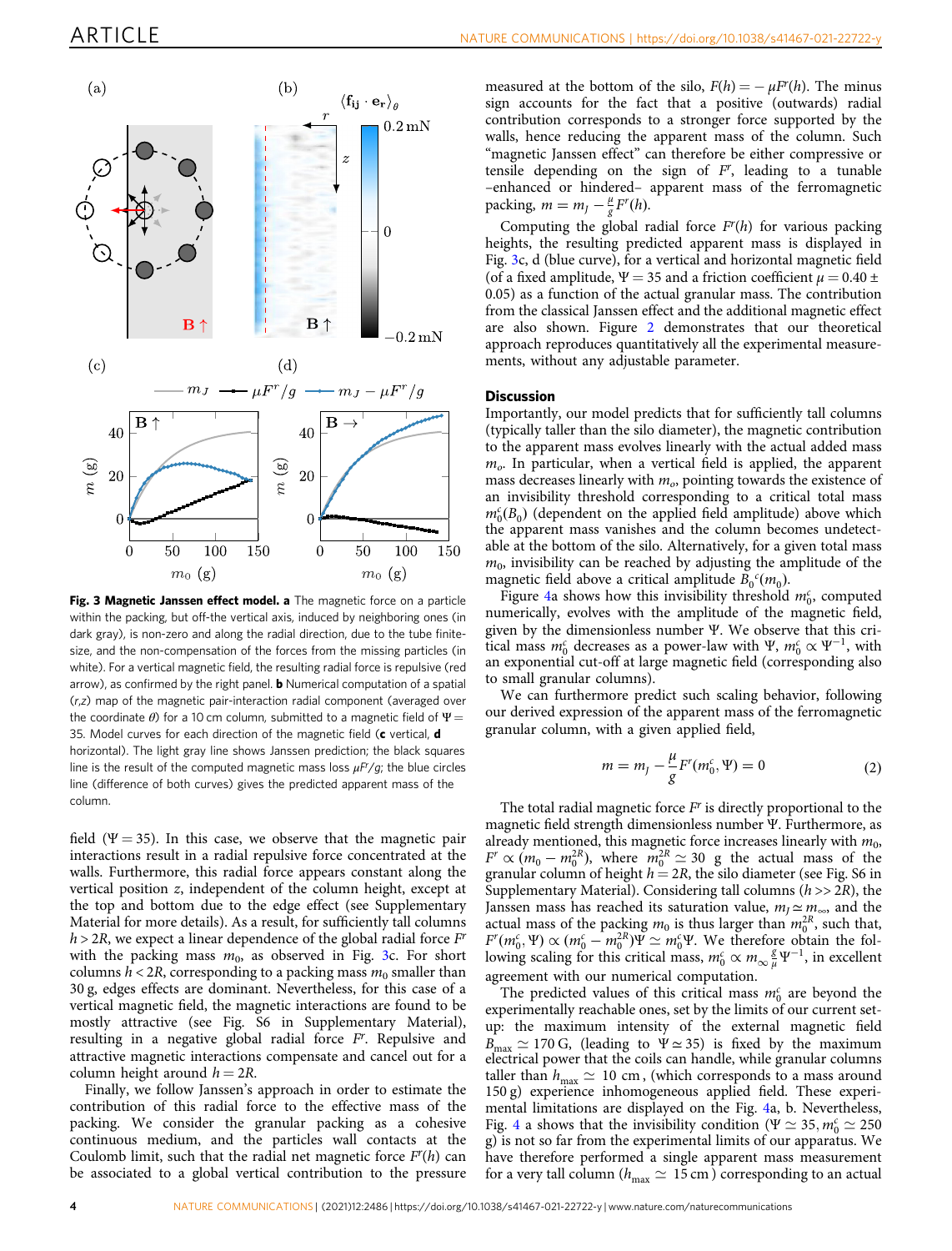**Fig. 3 Magnetic Janssen effect model. a** The magnetic force on a particle within the packing, but off-the vertical axis, induced by neighboring ones (in dark gray), is non-zero and along the radial direction, due to the tube finite-size, and the non-compensation of the forces from the missing particles (in white). For a vertical magnetic field, the resulting radial force is repulsive (red arrow), as confirmed by the right panel. **b** Numerical computation of a spatial (*r*,*z*) map of the magnetic pair-interaction radial component (averaged over the coordinate $\theta$) for a 10 cm column, submitted to a magnetic field of $\Psi = 35$. Model curves for each direction of the magnetic field (**c** vertical, **d** horizontal). The light gray line shows Janssen prediction; the black squares line is the result of the computed magnetic mass loss $\mu F^r/g$; the blue circles line (difference of both curves) gives the predicted apparent mass of the column.

field ($\Psi = 35$). In this case, we observe that the magnetic pair interactions result in a radial repulsive force concentrated at the walls. Furthermore, this radial force appears constant along the vertical position *z*, independent of the column height, except at the top and bottom due to the edge effect (see Supplementary Material for more details). As a result, for sufficiently tall columns $h > 2R$, we expect a linear dependence of the global radial force $F^r$ with the packing mass $m_0$, as observed in Fig. 3c. For short columns $h < 2R$, corresponding to a packing mass $m_0$ smaller than 30 g, edges effects are dominant. Nevertheless, for this case of a vertical magnetic field, the magnetic interactions are found to be mostly attractive (see Fig. S6 in Supplementary Material), resulting in a negative global radial force $F^r$. Repulsive and attractive magnetic interactions compensate and cancel out for a column height around $h = 2R$.

Finally, we follow Janssen's approach in order to estimate the contribution of this radial force to the effective mass of the packing. We consider the granular packing as a cohesive continuous medium, and the particles wall contacts at the Coulomb limit, such that the radial net magnetic force $F^r(h)$ can be associated to a global vertical contribution to the pressure measured at the bottom of the silo, $F(h) = -\mu F^r(h)$. The minus sign accounts for the fact that a positive (outwards) radial contribution corresponds to a stronger force supported by the walls, hence reducing the apparent mass of the column. Such "magnetic Janssen effect" can therefore be either compressive or tensile depending on the sign of $F^r$, leading to a tunable –enhanced or hindered– apparent mass of the ferromagnetic packing, $m = m_J - \frac{\mu}{g}F^r(h)$.

Computing the global radial force $F^r(h)$ for various packing heights, the resulting predicted apparent mass is displayed in Fig. 3c, d (blue curve), for a vertical and horizontal magnetic field (of a fixed amplitude, $\Psi = 35$ and a friction coefficient $\mu = 0.40 \pm 0.05$) as a function of the actual granular mass. The contribution from the classical Janssen effect and the additional magnetic effect are also shown. Figure 2 demonstrates that our theoretical approach reproduces quantitatively all the experimental measurements, without any adjustable parameter.

## Discussion

Importantly, our model predicts that for sufficiently tall columns (typically taller than the silo diameter), the magnetic contribution to the apparent mass evolves linearly with the actual added mass $m_o$. In particular, when a vertical field is applied, the apparent mass decreases linearly with $m_o$, pointing towards the existence of an invisibility threshold corresponding to a critical total mass $m_0^c(B_0)$ (dependent on the applied field amplitude) above which the apparent mass vanishes and the column becomes undetectable at the bottom of the silo. Alternatively, for a given total mass $m_0$, invisibility can be reached by adjusting the amplitude of the magnetic field above a critical amplitude $B_0^{\,c}(m_0)$.

Figure 4a shows how this invisibility threshold $m_0^c$, computed numerically, evolves with the amplitude of the magnetic field, given by the dimensionless number $\Psi$. We observe that this critical mass $m_0^c$ decreases as a power-law with $\Psi$, $m_0^c \propto \Psi^{-1}$, with an exponential cut-off at large magnetic field (corresponding also to small granular columns).

We can furthermore predict such scaling behavior, following our derived expression of the apparent mass of the ferromagnetic granular column, with a given applied field,

$$m = m_J - \frac{\mu}{g}F^r(m_0^c, \Psi) = 0 \tag{2}$$

The total radial magnetic force $F^r$ is directly proportional to the magnetic field strength dimensionless number $\Psi$. Furthermore, as already mentioned, this magnetic force increases linearly with $m_0$, $F^r \propto (m_0 - m_0^{2R})$, where $m_0^{2R} \simeq 30$ g the actual mass of the granular column of height $h = 2R$, the silo diameter (see Fig. S6 in Supplementary Material). Considering tall columns ($h >> 2R$), the Janssen mass has reached its saturation value, $m_J \simeq m_\infty$, and the actual mass of the packing $m_0$ is thus larger than $m_0^{2R}$, such that, $F^r(m_0^c, \Psi) \propto (m_0^c - m_0^{2R})\Psi \simeq m_0^c\Psi$. We therefore obtain the following scaling for this critical mass, $m_0^c \propto m_\infty \frac{g}{\mu}\Psi^{-1}$, in excellent agreement with our numerical computation.

The predicted values of this critical mass $m_0^c$ are beyond the experimentally reachable ones, set by the limits of our current set-up: the maximum intensity of the external magnetic field $B_{\max} \simeq 170$ G, (leading to $\Psi \simeq 35$) is fixed by the maximum electrical power that the coils can handle, while granular columns taller than $h_{\max} \simeq 10$ cm, (which corresponds to a mass around 150 g) experience inhomogeneous applied field. These experimental limitations are displayed on the Fig. 4a, b. Nevertheless, Fig. 4 a shows that the invisibility condition ($\Psi \simeq 35, m_0^c \simeq 250$ g) is not so far from the experimental limits of our apparatus. We have therefore performed a single apparent mass measurement for a very tall column ($h_{\max} \simeq 15$ cm) corresponding to an actual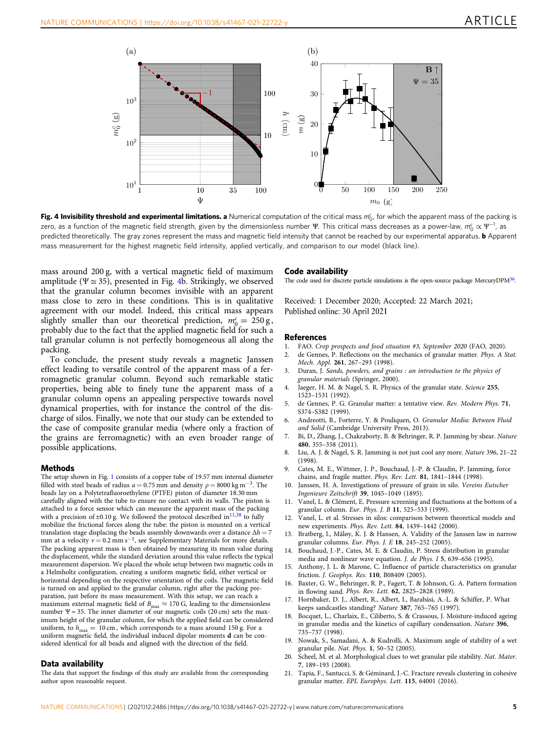**Fig. 4 Invisibility threshold and experimental limitations.** **a** Numerical computation of the critical mass $m_0^c$, for which the apparent mass of the packing is zero, as a function of the magnetic field strength, given by the dimensionless number Ψ. This critical mass decreases as a power-law, $m_0^c \propto \Psi^{-1}$, as predicted theoretically. The gray zones represent the mass and magnetic field intensity that cannot be reached by our experimental apparatus. **b** Apparent mass measurement for the highest magnetic field intensity, applied vertically, and comparison to our model (black line).

mass around 200 g, with a vertical magnetic field of maximum amplitude ($\Psi \simeq 35$), presented in Fig. 4b. Strikingly, we observed that the granular column becomes invisible with an apparent mass close to zero in these conditions. This is in qualitative agreement with our model. Indeed, this critical mass appears slightly smaller than our theoretical prediction, $m_0^c = 250$ g, probably due to the fact that the applied magnetic field for such a tall granular column is not perfectly homogeneous all along the packing.

To conclude, the present study reveals a magnetic Janssen effect leading to versatile control of the apparent mass of a ferromagnetic granular column. Beyond such remarkable static properties, being able to finely tune the apparent mass of a granular column opens an appealing perspective towards novel dynamical properties, with for instance the control of the discharge of silos. Finally, we note that our study can be extended to the case of composite granular media (where only a fraction of the grains are ferromagnetic) with an even broader range of possible applications.

## Methods

The setup shown in Fig. 1 consists of a copper tube of 19.57 mm internal diameter filled with steel beads of radius $a = 0.75$ mm and density $\rho = 8000\ \mathrm{kg\,m^{-3}}$. The beads lay on a Polytetrafluoroethylene (PTFE) piston of diameter 18.30 mm carefully aligned with the tube to ensure no contact with its walls. The piston is attached to a force sensor which can measure the apparent mass of the packing with a precision of ±0.10 g. We followed the protocol described in[11,38] to fully mobilize the frictional forces along the tube: the piston is mounted on a vertical translation stage displacing the beads assembly downwards over a distance $\Delta h = 7$ mm at a velocity $v = 0.2\ \mathrm{mm\,s^{-1}}$, see Supplementary Materials for more details. The packing apparent mass is then obtained by measuring its mean value during the displacement, while the standard deviation around this value reflects the typical measurement dispersion. We placed the whole setup between two magnetic coils in a Helmholtz configuration, creating a uniform magnetic field, either vertical or horizontal depending on the respective orientation of the coils. The magnetic field is turned on and applied to the granular column, right after the packing preparation, just before its mass measurement. With this setup, we can reach a maximum external magnetic field of $B_{\max} \approx 170$ G, leading to the dimensionless number $\Psi \approx 35$. The inner diameter of our magnetic coils (20 cm) sets the maximum height of the granular column, for which the applied field can be considered uniform, to $h_{\max} = 10$ cm, which corresponds to a mass around 150 g. For a uniform magnetic field, the individual induced dipolar moments **d** can be considered identical for all beads and aligned with the direction of the field.

## Data availability

The data that support the findings of this study are available from the corresponding author upon reasonable request.

## Code availability

The code used for discrete particle simulations is the open-source package MercuryDPM[36].

Received: 1 December 2020; Accepted: 22 March 2021;
Published online: 30 April 2021

## References

1. FAO. *Crop prospects and food situation #3, September 2020* (FAO, 2020).
2. de Gennes, P. Reflections on the mechanics of granular matter. *Phys. A Stat. Mech. Appl.* **261**, 267–293 (1998).
3. Duran, J. *Sands, powders, and grains : an introduction to the physics of granular materials* (Springer, 2000).
4. Jaeger, H. M. & Nagel, S. R. Physics of the granular state. *Science* **255**, 1523–1531 (1992).
5. de Gennes, P. G. Granular matter: a tentative view. *Rev. Modern Phys.* **71**, S374–S382 (1999).
6. Andreotti, B., Forterre, Y. & Pouliquen, O. *Granular Media: Between Fluid and Solid* (Cambridge University Press, 2013).
7. Bi, D., Zhang, J., Chakraborty, B. & Behringer, R. P. Jamming by shear. *Nature* **480**, 355–358 (2011).
8. Liu, A. J. & Nagel, S. R. Jamming is not just cool any more. *Nature* 396, 21–22 (1998).
9. Cates, M. E., Wittmer, J. P., Bouchaud, J.-P. & Claudin, P. Jamming, force chains, and fragile matter. *Phys. Rev. Lett.* **81**, 1841–1844 (1998).
10. Janssen, H. A. Investigations of pressure of grain in silo. *Vereins Eutscher Ingenieure Zeitschrift* **39**, 1045–1049 (1895).
11. Vanel, L. & Clément, E. Pressure screening and fluctuations at the bottom of a granular column. *Eur. Phys. J. B* **11**, 525–533 (1999).
12. Vanel, L. et al. Stresses in silos: comparison between theoretical models and new experiments. *Phys. Rev. Lett.* **84**, 1439–1442 (2000).
13. Bratberg, I., Måløy, K. J. & Hansen, A. Validity of the Janssen law in narrow granular columns. *Eur. Phys. J. E* **18**, 245–252 (2005).
14. Bouchaud, J.-P., Cates, M. E. & Claudin, P. Stress distribution in granular media and nonlinear wave equation. *J. de Phys. I* **5**, 639–656 (1995).
15. Anthony, J. L. & Marone, C. Influence of particle characteristics on granular friction. *J. Geophys. Res.* **110**, B08409 (2005).
16. Baxter, G. W., Behringer, R. P., Fagert, T. & Johnson, G. A. Pattern formation in flowing sand. *Phys. Rev. Lett.* **62**, 2825–2828 (1989).
17. Hornbaker, D. J., Albert, R., Albert, I., Barabási, A.-L. & Schiffer, P. What keeps sandcastles standing? *Nature* **387**, 765–765 (1997).
18. Bocquet, L., Charlaix, E., Ciliberto, S. & Crassous, J. Moisture-induced ageing in granular media and the kinetics of capillary condensation. *Nature* **396**, 735–737 (1998).
19. Nowak, S., Samadani, A. & Kudrolli, A. Maximum angle of stability of a wet granular pile. *Nat. Phys.* **1**, 50–52 (2005).
20. Scheel, M. et al. Morphological clues to wet granular pile stability. *Nat. Mater.* **7**, 189–193 (2008).
21. Tapia, F., Santucci, S. & Géminard, J.-C. Fracture reveals clustering in cohesive granular matter. *EPL Europhys. Lett.* **115**, 64001 (2016).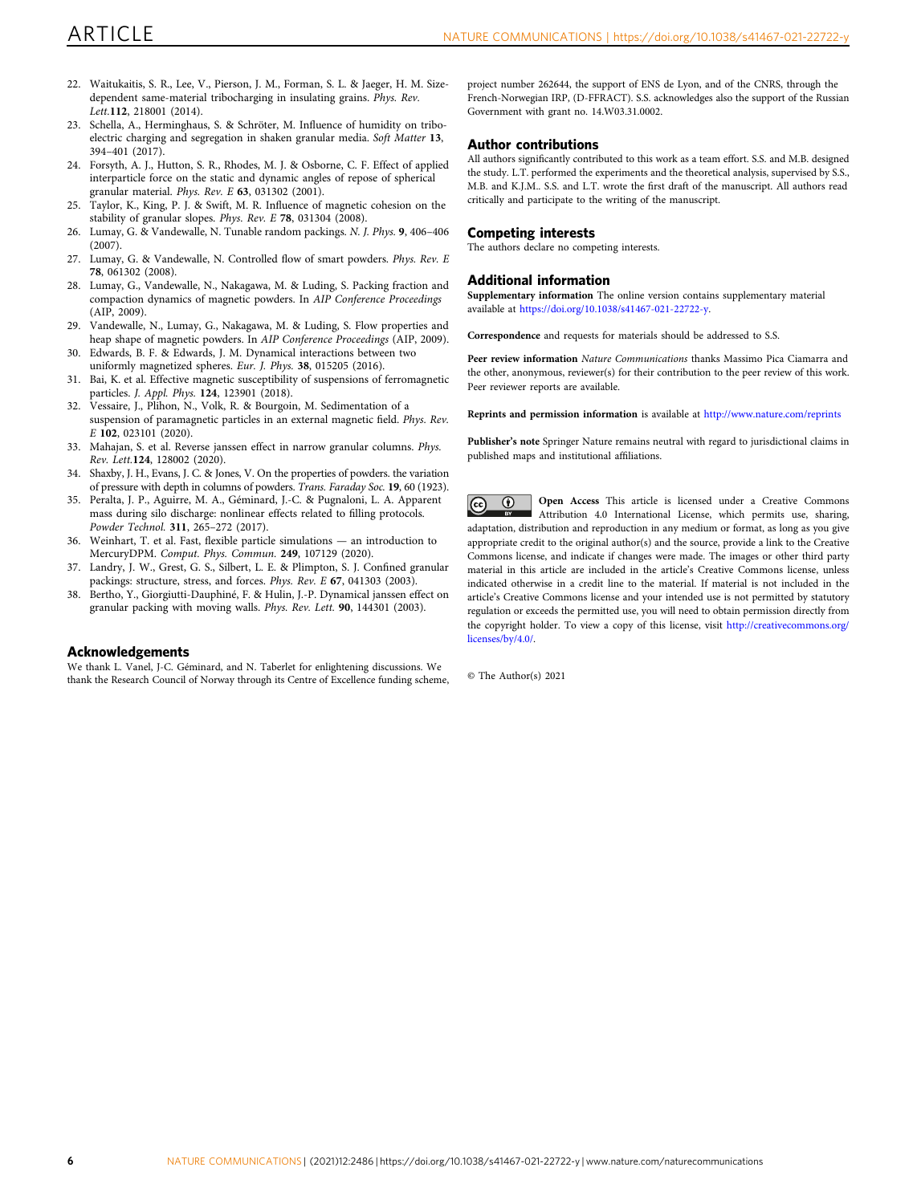22. Waitukaitis, S. R., Lee, V., Pierson, J. M., Forman, S. L. & Jaeger, H. M. Size-dependent same-material tribocharging in insulating grains. *Phys. Rev. Lett.* **112**, 218001 (2014).
23. Schella, A., Herminghaus, S. & Schröter, M. Influence of humidity on tribo-electric charging and segregation in shaken granular media. *Soft Matter* **13**, 394–401 (2017).
24. Forsyth, A. J., Hutton, S. R., Rhodes, M. J. & Osborne, C. F. Effect of applied interparticle force on the static and dynamic angles of repose of spherical granular material. *Phys. Rev. E* **63**, 031302 (2001).
25. Taylor, K., King, P. J. & Swift, M. R. Influence of magnetic cohesion on the stability of granular slopes. *Phys. Rev. E* **78**, 031304 (2008).
26. Lumay, G. & Vandewalle, N. Tunable random packings. *N. J. Phys.* **9**, 406–406 (2007).
27. Lumay, G. & Vandewalle, N. Controlled flow of smart powders. *Phys. Rev. E* **78**, 061302 (2008).
28. Lumay, G., Vandewalle, N., Nakagawa, M. & Luding, S. Packing fraction and compaction dynamics of magnetic powders. In *AIP Conference Proceedings* (AIP, 2009).
29. Vandewalle, N., Lumay, G., Nakagawa, M. & Luding, S. Flow properties and heap shape of magnetic powders. In *AIP Conference Proceedings* (AIP, 2009).
30. Edwards, B. F. & Edwards, J. M. Dynamical interactions between two uniformly magnetized spheres. *Eur. J. Phys.* **38**, 015205 (2016).
31. Bai, K. et al. Effective magnetic susceptibility of suspensions of ferromagnetic particles. *J. Appl. Phys.* **124**, 123901 (2018).
32. Vessaire, J., Plihon, N., Volk, R. & Bourgoin, M. Sedimentation of a suspension of paramagnetic particles in an external magnetic field. *Phys. Rev. E* **102**, 023101 (2020).
33. Mahajan, S. et al. Reverse janssen effect in narrow granular columns. *Phys. Rev. Lett.* **124**, 128002 (2020).
34. Shaxby, J. H., Evans, J. C. & Jones, V. On the properties of powders. the variation of pressure with depth in columns of powders. *Trans. Faraday Soc.* **19**, 60 (1923).
35. Peralta, J. P., Aguirre, M. A., Géminard, J.-C. & Pugnaloni, L. A. Apparent mass during silo discharge: nonlinear effects related to filling protocols. *Powder Technol.* **311**, 265–272 (2017).
36. Weinhart, T. et al. Fast, flexible particle simulations — an introduction to MercuryDPM. *Comput. Phys. Commun.* **249**, 107129 (2020).
37. Landry, J. W., Grest, G. S., Silbert, L. E. & Plimpton, S. J. Confined granular packings: structure, stress, and forces. *Phys. Rev. E* **67**, 041303 (2003).
38. Bertho, Y., Giorgiutti-Dauphiné, F. & Hulin, J.-P. Dynamical janssen effect on granular packing with moving walls. *Phys. Rev. Lett.* **90**, 144301 (2003).

## Acknowledgements

We thank L. Vanel, J-C. Géminard, and N. Taberlet for enlightening discussions. We thank the Research Council of Norway through its Centre of Excellence funding scheme, project number 262644, the support of ENS de Lyon, and of the CNRS, through the French-Norwegian IRP, (D-FFRACT). S.S. acknowledges also the support of the Russian Government with grant no. 14.W03.31.0002.

## Author contributions

All authors significantly contributed to this work as a team effort. S.S. and M.B. designed the study. L.T. performed the experiments and the theoretical analysis, supervised by S.S., M.B. and K.J.M.. S.S. and L.T. wrote the first draft of the manuscript. All authors read critically and participate to the writing of the manuscript.

## Competing interests

The authors declare no competing interests.

## Additional information

**Supplementary information** The online version contains supplementary material available at https://doi.org/10.1038/s41467-021-22722-y.

**Correspondence** and requests for materials should be addressed to S.S.

**Peer review information** *Nature Communications* thanks Massimo Pica Ciamarra and the other, anonymous, reviewer(s) for their contribution to the peer review of this work. Peer reviewer reports are available.

**Reprints and permission information** is available at http://www.nature.com/reprints

**Publisher's note** Springer Nature remains neutral with regard to jurisdictional claims in published maps and institutional affiliations.

**Open Access** This article is licensed under a Creative Commons Attribution 4.0 International License, which permits use, sharing, adaptation, distribution and reproduction in any medium or format, as long as you give appropriate credit to the original author(s) and the source, provide a link to the Creative Commons license, and indicate if changes were made. The images or other third party material in this article are included in the article's Creative Commons license, unless indicated otherwise in a credit line to the material. If material is not included in the article's Creative Commons license and your intended use is not permitted by statutory regulation or exceeds the permitted use, you will need to obtain permission directly from the copyright holder. To view a copy of this license, visit http://creativecommons.org/licenses/by/4.0/.

© The Author(s) 2021